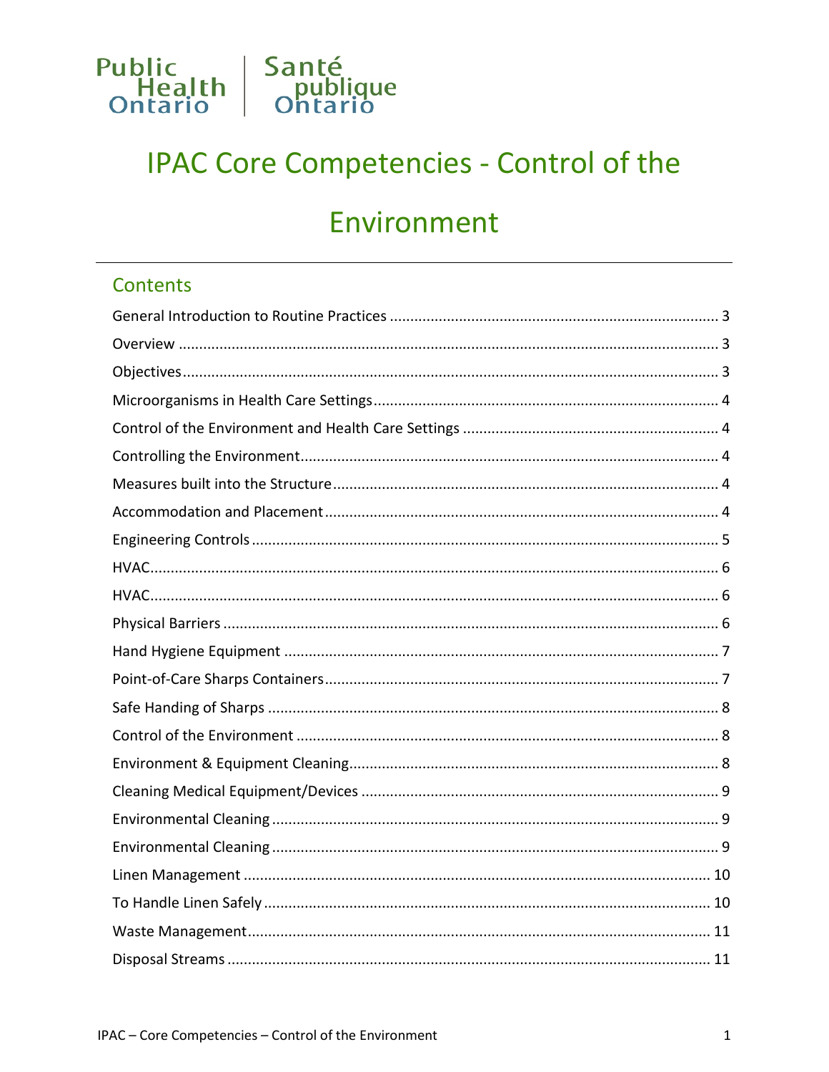Public Health Ontario | Santé publique Ontario

# IPAC Core Competencies - Control of the Environment

## Contents

General Introduction to Routine Practices ........ 3
Overview ........ 3
Objectives ........ 3
Microorganisms in Health Care Settings ........ 4
Control of the Environment and Health Care Settings ........ 4
Controlling the Environment ........ 4
Measures built into the Structure ........ 4
Accommodation and Placement ........ 4
Engineering Controls ........ 5
HVAC ........ 6
HVAC ........ 6
Physical Barriers ........ 6
Hand Hygiene Equipment ........ 7
Point-of-Care Sharps Containers ........ 7
Safe Handing of Sharps ........ 8
Control of the Environment ........ 8
Environment & Equipment Cleaning ........ 8
Cleaning Medical Equipment/Devices ........ 9
Environmental Cleaning ........ 9
Environmental Cleaning ........ 9
Linen Management ........ 10
To Handle Linen Safely ........ 10
Waste Management ........ 11
Disposal Streams ........ 11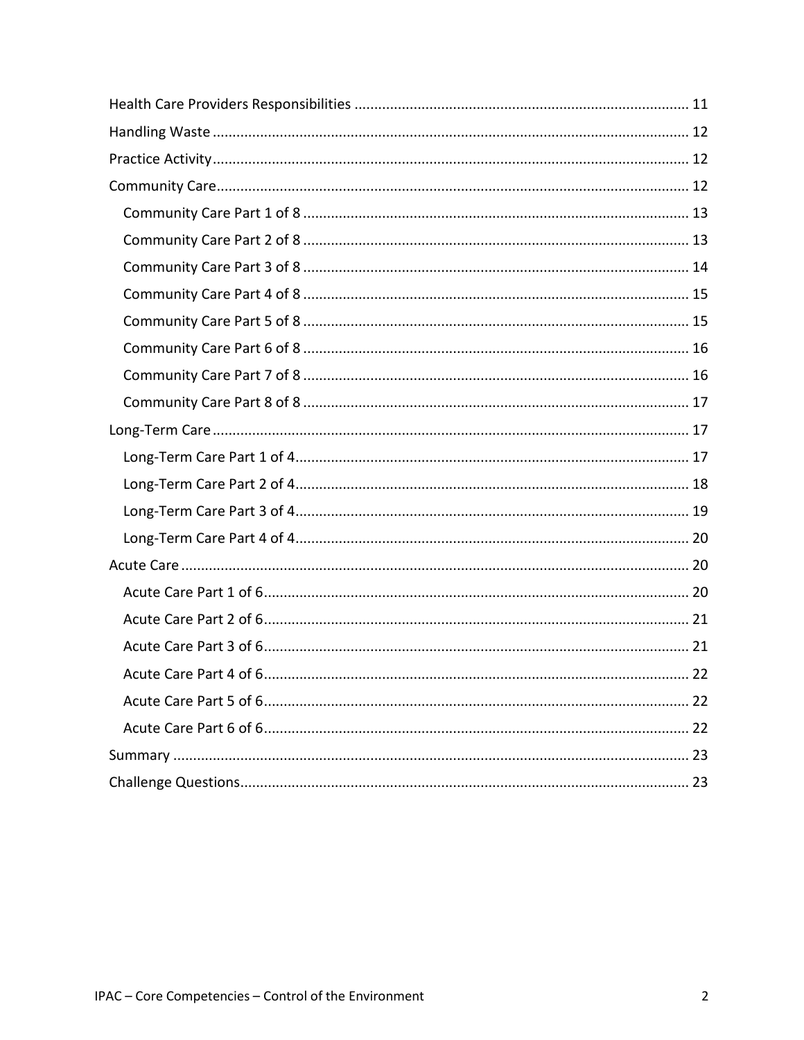- Health Care Providers Responsibilities ... 11
- Handling Waste ... 12
- Practice Activity ... 12
- Community Care ... 12
  - Community Care Part 1 of 8 ... 13
  - Community Care Part 2 of 8 ... 13
  - Community Care Part 3 of 8 ... 14
  - Community Care Part 4 of 8 ... 15
  - Community Care Part 5 of 8 ... 15
  - Community Care Part 6 of 8 ... 16
  - Community Care Part 7 of 8 ... 16
  - Community Care Part 8 of 8 ... 17
- Long-Term Care ... 17
  - Long-Term Care Part 1 of 4 ... 17
  - Long-Term Care Part 2 of 4 ... 18
  - Long-Term Care Part 3 of 4 ... 19
  - Long-Term Care Part 4 of 4 ... 20
- Acute Care ... 20
  - Acute Care Part 1 of 6 ... 20
  - Acute Care Part 2 of 6 ... 21
  - Acute Care Part 3 of 6 ... 21
  - Acute Care Part 4 of 6 ... 22
  - Acute Care Part 5 of 6 ... 22
  - Acute Care Part 6 of 6 ... 22
- Summary ... 23
- Challenge Questions ... 23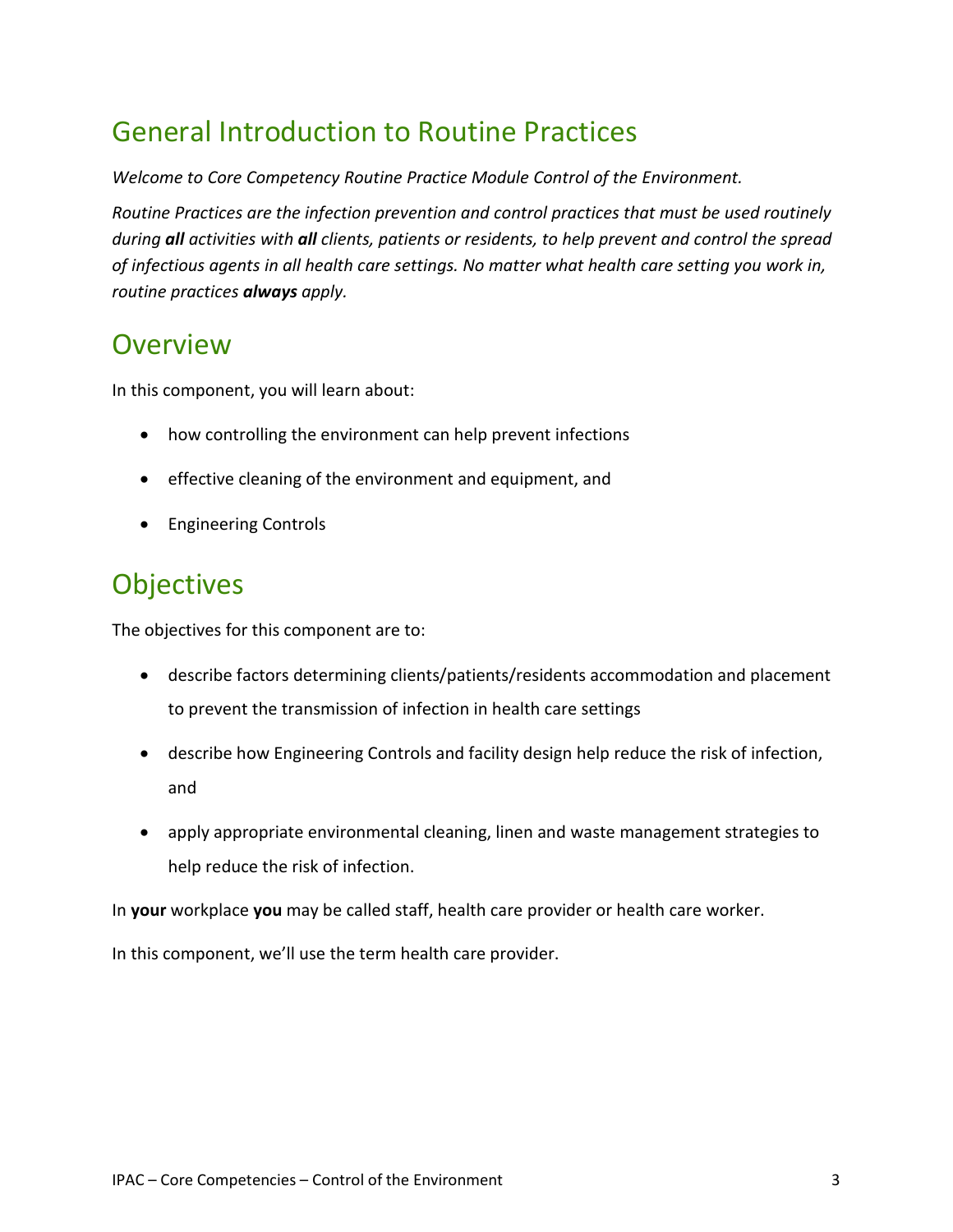# General Introduction to Routine Practices

*Welcome to Core Competency Routine Practice Module Control of the Environment.*

*Routine Practices are the infection prevention and control practices that must be used routinely during **all** activities with **all** clients, patients or residents, to help prevent and control the spread of infectious agents in all health care settings. No matter what health care setting you work in, routine practices **always** apply.*

# Overview

In this component, you will learn about:

- how controlling the environment can help prevent infections
- effective cleaning of the environment and equipment, and
- Engineering Controls

# Objectives

The objectives for this component are to:

- describe factors determining clients/patients/residents accommodation and placement to prevent the transmission of infection in health care settings
- describe how Engineering Controls and facility design help reduce the risk of infection, and
- apply appropriate environmental cleaning, linen and waste management strategies to help reduce the risk of infection.

In **your** workplace **you** may be called staff, health care provider or health care worker.

In this component, we'll use the term health care provider.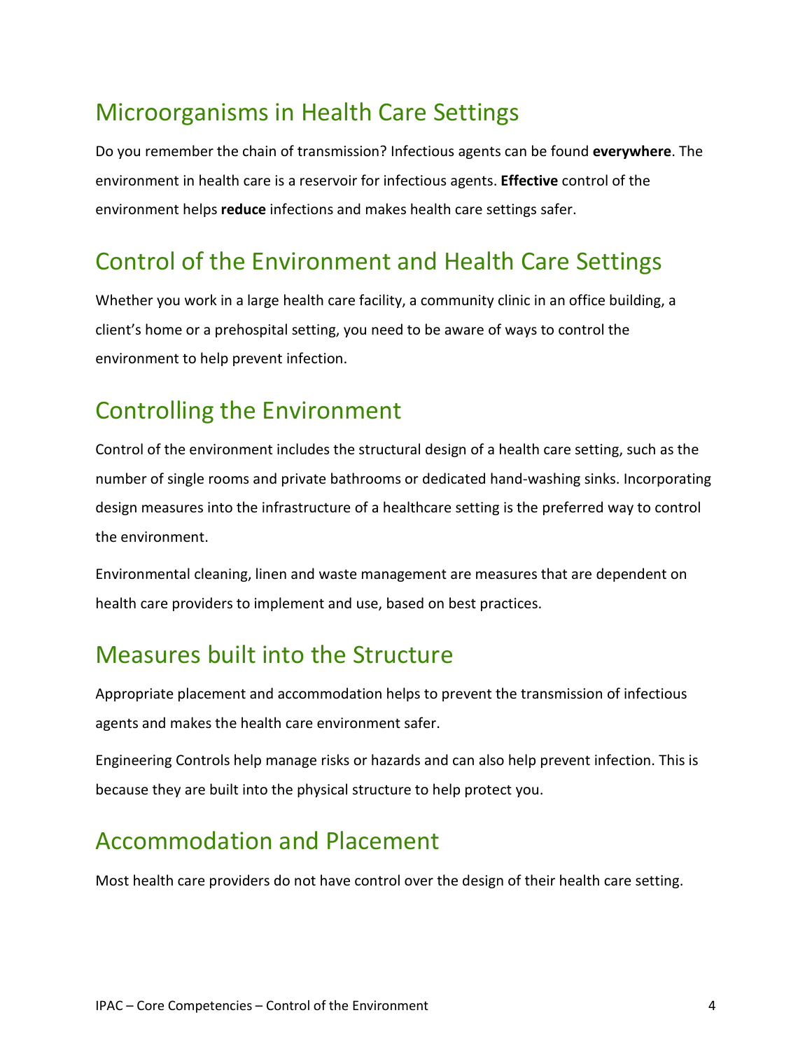## Microorganisms in Health Care Settings

Do you remember the chain of transmission? Infectious agents can be found **everywhere**. The environment in health care is a reservoir for infectious agents. **Effective** control of the environment helps **reduce** infections and makes health care settings safer.

## Control of the Environment and Health Care Settings

Whether you work in a large health care facility, a community clinic in an office building, a client's home or a prehospital setting, you need to be aware of ways to control the environment to help prevent infection.

## Controlling the Environment

Control of the environment includes the structural design of a health care setting, such as the number of single rooms and private bathrooms or dedicated hand-washing sinks. Incorporating design measures into the infrastructure of a healthcare setting is the preferred way to control the environment.

Environmental cleaning, linen and waste management are measures that are dependent on health care providers to implement and use, based on best practices.

## Measures built into the Structure

Appropriate placement and accommodation helps to prevent the transmission of infectious agents and makes the health care environment safer.

Engineering Controls help manage risks or hazards and can also help prevent infection. This is because they are built into the physical structure to help protect you.

## Accommodation and Placement

Most health care providers do not have control over the design of their health care setting.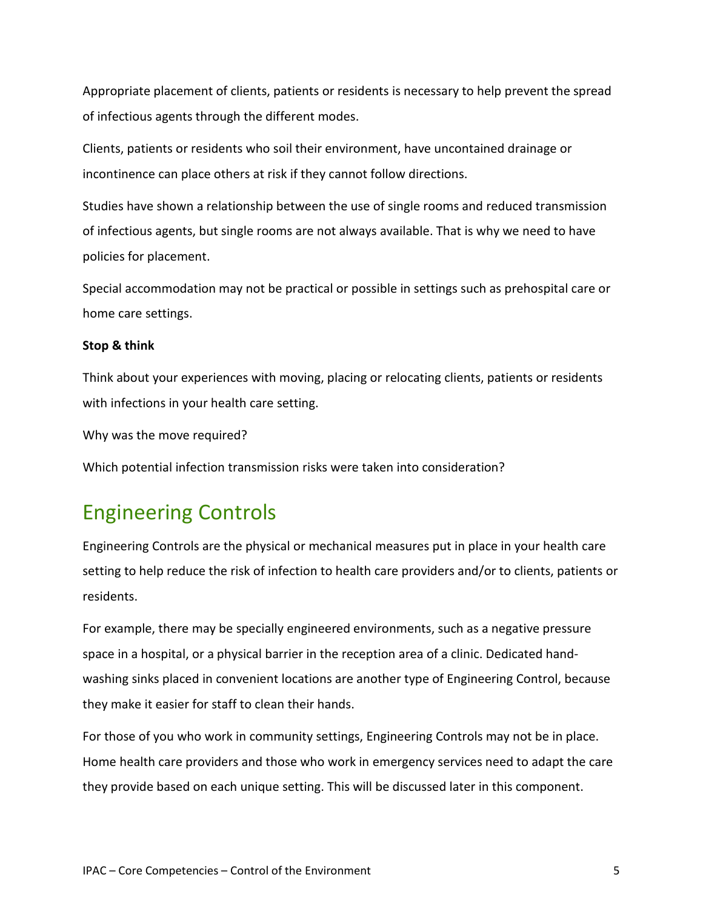Appropriate placement of clients, patients or residents is necessary to help prevent the spread of infectious agents through the different modes.

Clients, patients or residents who soil their environment, have uncontained drainage or incontinence can place others at risk if they cannot follow directions.

Studies have shown a relationship between the use of single rooms and reduced transmission of infectious agents, but single rooms are not always available. That is why we need to have policies for placement.

Special accommodation may not be practical or possible in settings such as prehospital care or home care settings.

**Stop & think**

Think about your experiences with moving, placing or relocating clients, patients or residents with infections in your health care setting.

Why was the move required?

Which potential infection transmission risks were taken into consideration?

## Engineering Controls

Engineering Controls are the physical or mechanical measures put in place in your health care setting to help reduce the risk of infection to health care providers and/or to clients, patients or residents.

For example, there may be specially engineered environments, such as a negative pressure space in a hospital, or a physical barrier in the reception area of a clinic. Dedicated hand-washing sinks placed in convenient locations are another type of Engineering Control, because they make it easier for staff to clean their hands.

For those of you who work in community settings, Engineering Controls may not be in place. Home health care providers and those who work in emergency services need to adapt the care they provide based on each unique setting. This will be discussed later in this component.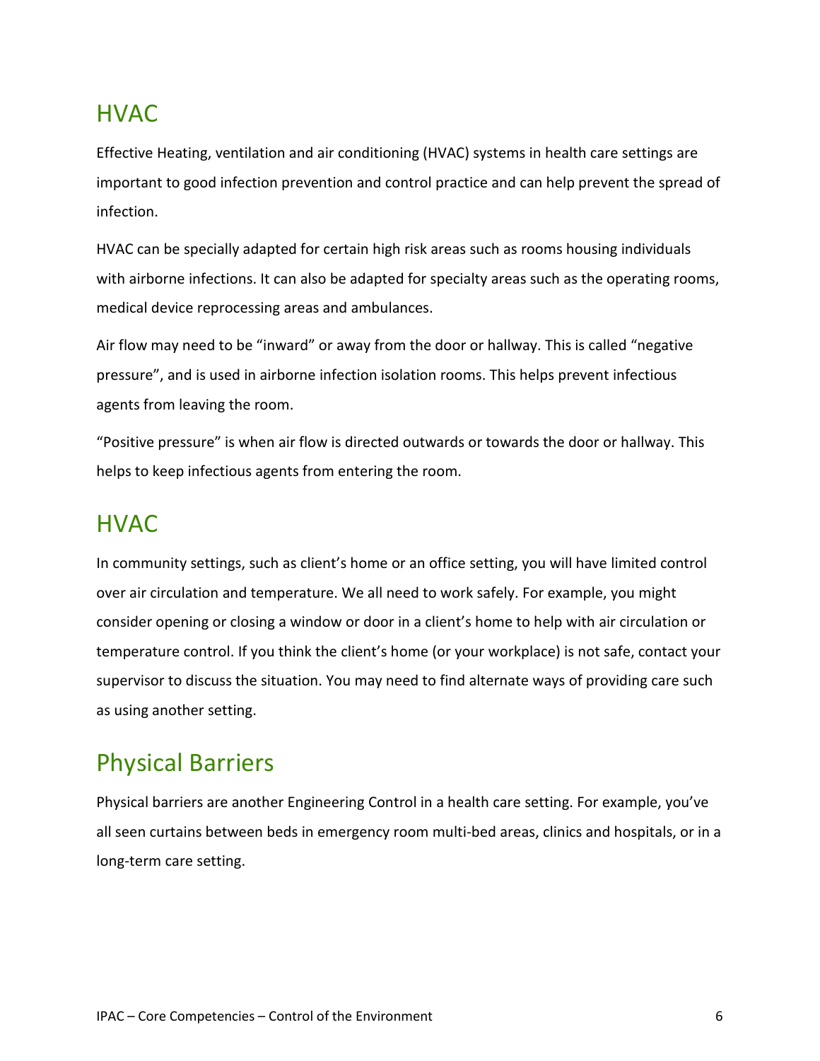## HVAC

Effective Heating, ventilation and air conditioning (HVAC) systems in health care settings are important to good infection prevention and control practice and can help prevent the spread of infection.

HVAC can be specially adapted for certain high risk areas such as rooms housing individuals with airborne infections. It can also be adapted for specialty areas such as the operating rooms, medical device reprocessing areas and ambulances.

Air flow may need to be "inward" or away from the door or hallway. This is called "negative pressure", and is used in airborne infection isolation rooms. This helps prevent infectious agents from leaving the room.

"Positive pressure" is when air flow is directed outwards or towards the door or hallway. This helps to keep infectious agents from entering the room.

## HVAC

In community settings, such as client's home or an office setting, you will have limited control over air circulation and temperature. We all need to work safely. For example, you might consider opening or closing a window or door in a client's home to help with air circulation or temperature control. If you think the client's home (or your workplace) is not safe, contact your supervisor to discuss the situation. You may need to find alternate ways of providing care such as using another setting.

## Physical Barriers

Physical barriers are another Engineering Control in a health care setting. For example, you've all seen curtains between beds in emergency room multi-bed areas, clinics and hospitals, or in a long-term care setting.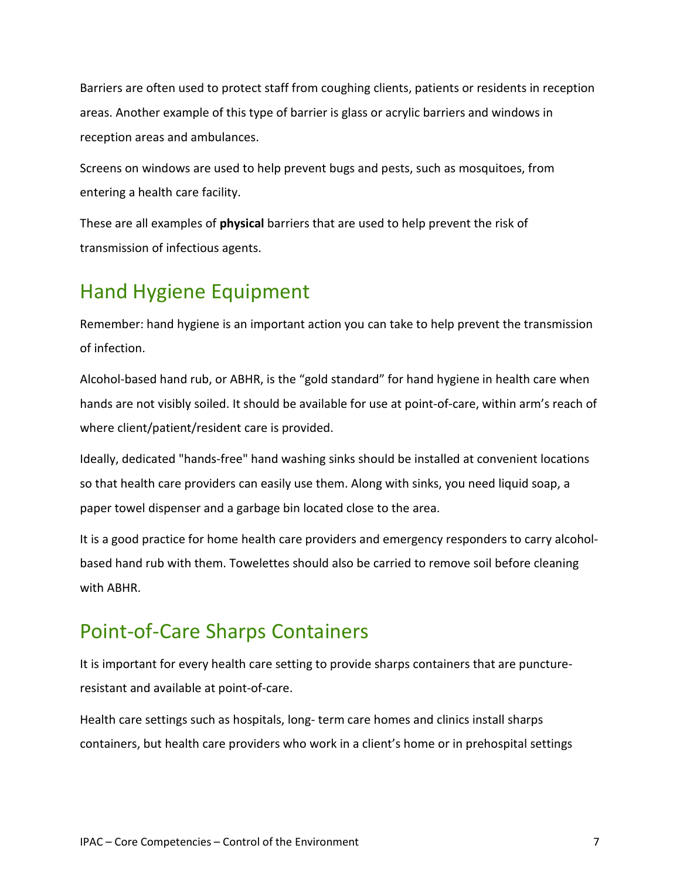Barriers are often used to protect staff from coughing clients, patients or residents in reception areas. Another example of this type of barrier is glass or acrylic barriers and windows in reception areas and ambulances.

Screens on windows are used to help prevent bugs and pests, such as mosquitoes, from entering a health care facility.

These are all examples of **physical** barriers that are used to help prevent the risk of transmission of infectious agents.

## Hand Hygiene Equipment

Remember: hand hygiene is an important action you can take to help prevent the transmission of infection.

Alcohol-based hand rub, or ABHR, is the "gold standard" for hand hygiene in health care when hands are not visibly soiled. It should be available for use at point-of-care, within arm's reach of where client/patient/resident care is provided.

Ideally, dedicated "hands-free" hand washing sinks should be installed at convenient locations so that health care providers can easily use them. Along with sinks, you need liquid soap, a paper towel dispenser and a garbage bin located close to the area.

It is a good practice for home health care providers and emergency responders to carry alcohol-based hand rub with them. Towelettes should also be carried to remove soil before cleaning with ABHR.

## Point-of-Care Sharps Containers

It is important for every health care setting to provide sharps containers that are puncture-resistant and available at point-of-care.

Health care settings such as hospitals, long- term care homes and clinics install sharps containers, but health care providers who work in a client's home or in prehospital settings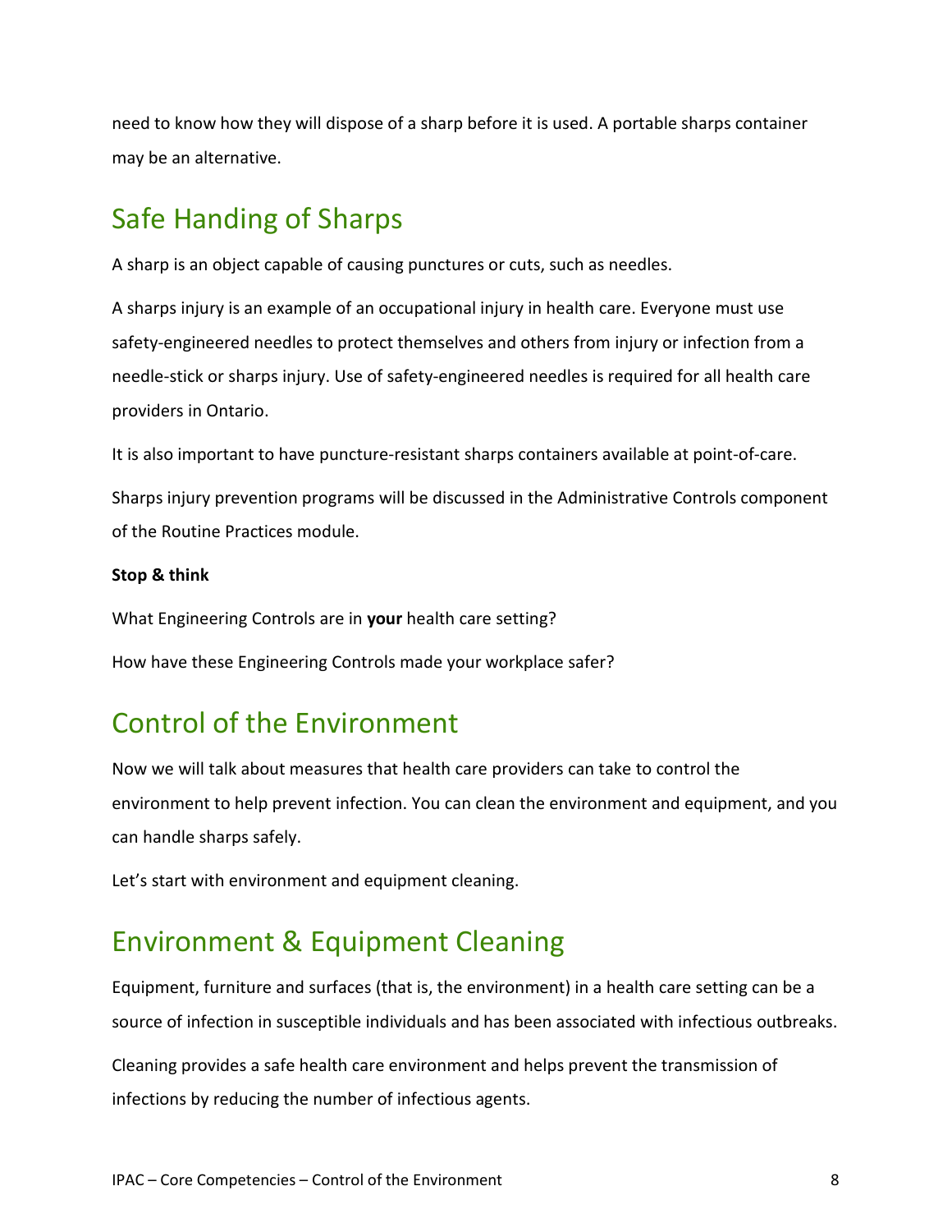need to know how they will dispose of a sharp before it is used. A portable sharps container may be an alternative.

## Safe Handing of Sharps

A sharp is an object capable of causing punctures or cuts, such as needles.

A sharps injury is an example of an occupational injury in health care. Everyone must use safety-engineered needles to protect themselves and others from injury or infection from a needle-stick or sharps injury. Use of safety-engineered needles is required for all health care providers in Ontario.

It is also important to have puncture-resistant sharps containers available at point-of-care.

Sharps injury prevention programs will be discussed in the Administrative Controls component of the Routine Practices module.

**Stop & think**

What Engineering Controls are in **your** health care setting?

How have these Engineering Controls made your workplace safer?

## Control of the Environment

Now we will talk about measures that health care providers can take to control the environment to help prevent infection. You can clean the environment and equipment, and you can handle sharps safely.

Let's start with environment and equipment cleaning.

## Environment & Equipment Cleaning

Equipment, furniture and surfaces (that is, the environment) in a health care setting can be a source of infection in susceptible individuals and has been associated with infectious outbreaks.

Cleaning provides a safe health care environment and helps prevent the transmission of infections by reducing the number of infectious agents.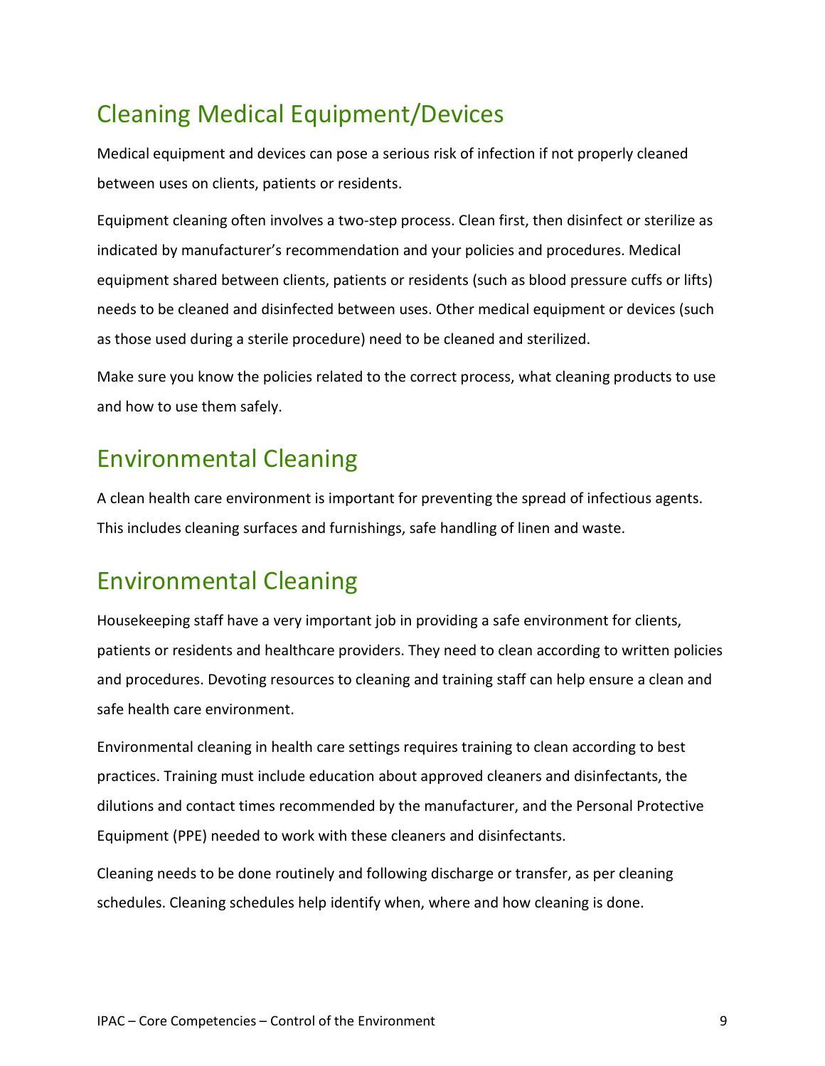## Cleaning Medical Equipment/Devices

Medical equipment and devices can pose a serious risk of infection if not properly cleaned between uses on clients, patients or residents.

Equipment cleaning often involves a two-step process. Clean first, then disinfect or sterilize as indicated by manufacturer's recommendation and your policies and procedures. Medical equipment shared between clients, patients or residents (such as blood pressure cuffs or lifts) needs to be cleaned and disinfected between uses. Other medical equipment or devices (such as those used during a sterile procedure) need to be cleaned and sterilized.

Make sure you know the policies related to the correct process, what cleaning products to use and how to use them safely.

## Environmental Cleaning

A clean health care environment is important for preventing the spread of infectious agents. This includes cleaning surfaces and furnishings, safe handling of linen and waste.

## Environmental Cleaning

Housekeeping staff have a very important job in providing a safe environment for clients, patients or residents and healthcare providers. They need to clean according to written policies and procedures. Devoting resources to cleaning and training staff can help ensure a clean and safe health care environment.

Environmental cleaning in health care settings requires training to clean according to best practices. Training must include education about approved cleaners and disinfectants, the dilutions and contact times recommended by the manufacturer, and the Personal Protective Equipment (PPE) needed to work with these cleaners and disinfectants.

Cleaning needs to be done routinely and following discharge or transfer, as per cleaning schedules. Cleaning schedules help identify when, where and how cleaning is done.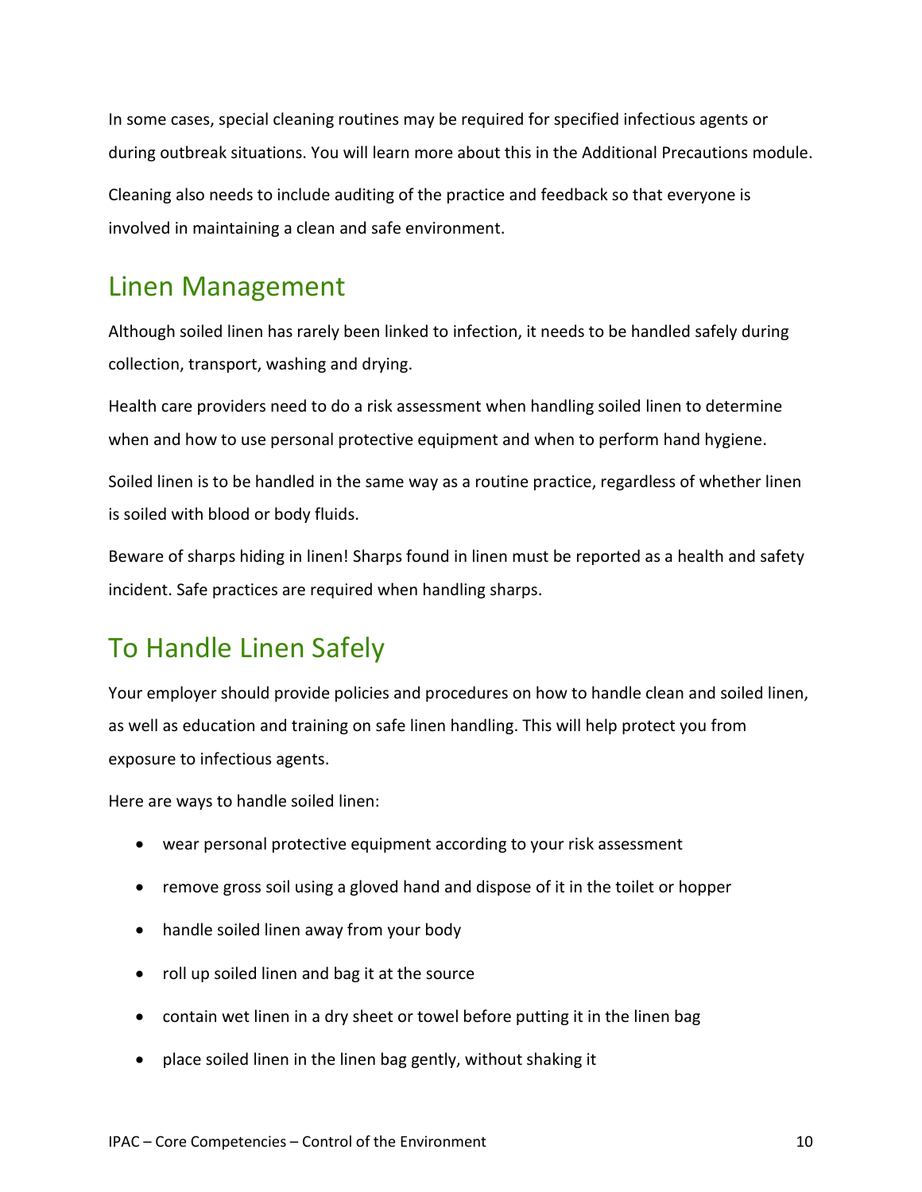In some cases, special cleaning routines may be required for specified infectious agents or during outbreak situations. You will learn more about this in the Additional Precautions module.

Cleaning also needs to include auditing of the practice and feedback so that everyone is involved in maintaining a clean and safe environment.

## Linen Management

Although soiled linen has rarely been linked to infection, it needs to be handled safely during collection, transport, washing and drying.

Health care providers need to do a risk assessment when handling soiled linen to determine when and how to use personal protective equipment and when to perform hand hygiene.

Soiled linen is to be handled in the same way as a routine practice, regardless of whether linen is soiled with blood or body fluids.

Beware of sharps hiding in linen! Sharps found in linen must be reported as a health and safety incident. Safe practices are required when handling sharps.

## To Handle Linen Safely

Your employer should provide policies and procedures on how to handle clean and soiled linen, as well as education and training on safe linen handling. This will help protect you from exposure to infectious agents.

Here are ways to handle soiled linen:

- wear personal protective equipment according to your risk assessment
- remove gross soil using a gloved hand and dispose of it in the toilet or hopper
- handle soiled linen away from your body
- roll up soiled linen and bag it at the source
- contain wet linen in a dry sheet or towel before putting it in the linen bag
- place soiled linen in the linen bag gently, without shaking it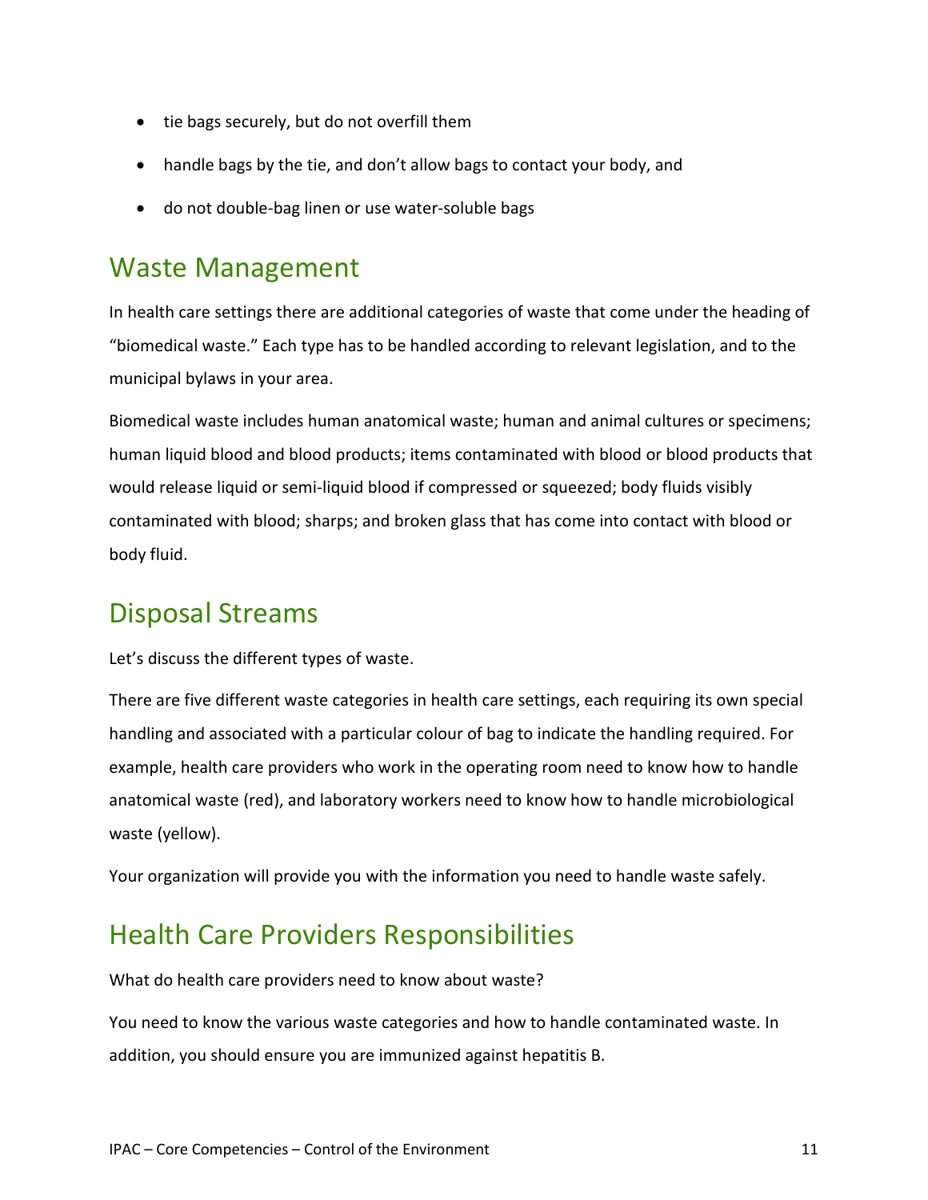- tie bags securely, but do not overfill them
- handle bags by the tie, and don't allow bags to contact your body, and
- do not double-bag linen or use water-soluble bags

## Waste Management

In health care settings there are additional categories of waste that come under the heading of "biomedical waste." Each type has to be handled according to relevant legislation, and to the municipal bylaws in your area.

Biomedical waste includes human anatomical waste; human and animal cultures or specimens; human liquid blood and blood products; items contaminated with blood or blood products that would release liquid or semi-liquid blood if compressed or squeezed; body fluids visibly contaminated with blood; sharps; and broken glass that has come into contact with blood or body fluid.

## Disposal Streams

Let's discuss the different types of waste.

There are five different waste categories in health care settings, each requiring its own special handling and associated with a particular colour of bag to indicate the handling required. For example, health care providers who work in the operating room need to know how to handle anatomical waste (red), and laboratory workers need to know how to handle microbiological waste (yellow).

Your organization will provide you with the information you need to handle waste safely.

## Health Care Providers Responsibilities

What do health care providers need to know about waste?

You need to know the various waste categories and how to handle contaminated waste. In addition, you should ensure you are immunized against hepatitis B.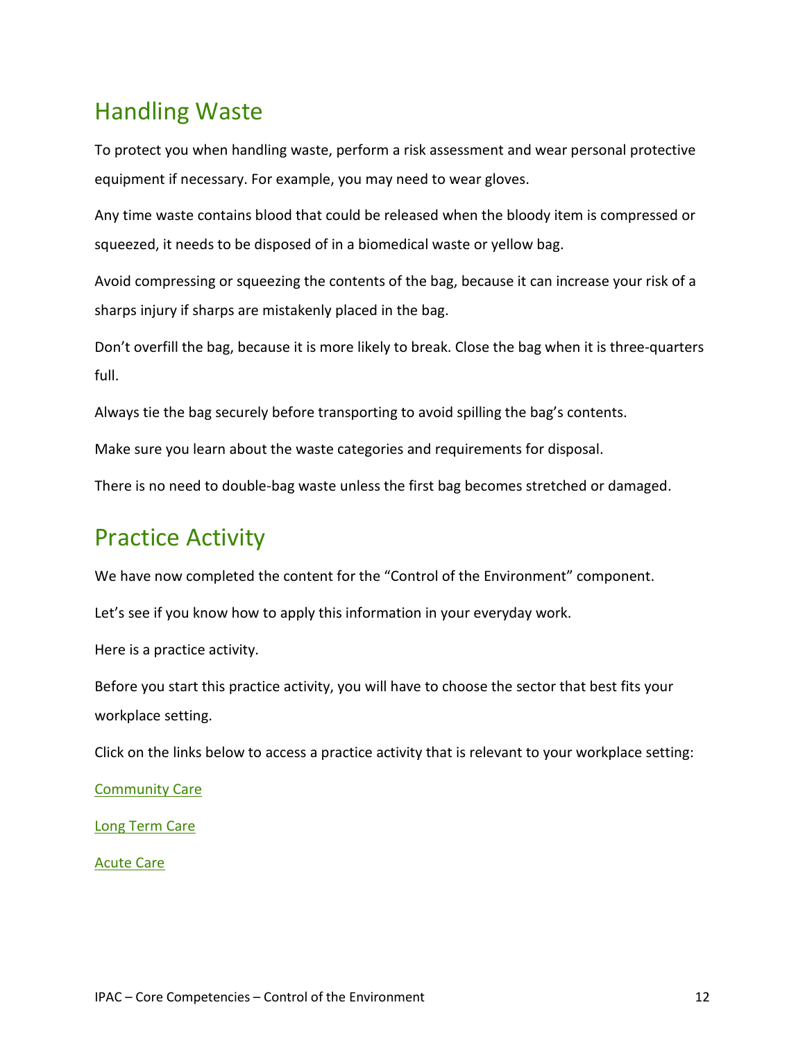## Handling Waste

To protect you when handling waste, perform a risk assessment and wear personal protective equipment if necessary. For example, you may need to wear gloves.

Any time waste contains blood that could be released when the bloody item is compressed or squeezed, it needs to be disposed of in a biomedical waste or yellow bag.

Avoid compressing or squeezing the contents of the bag, because it can increase your risk of a sharps injury if sharps are mistakenly placed in the bag.

Don't overfill the bag, because it is more likely to break. Close the bag when it is three-quarters full.

Always tie the bag securely before transporting to avoid spilling the bag's contents.

Make sure you learn about the waste categories and requirements for disposal.

There is no need to double-bag waste unless the first bag becomes stretched or damaged.

## Practice Activity

We have now completed the content for the "Control of the Environment" component.

Let's see if you know how to apply this information in your everyday work.

Here is a practice activity.

Before you start this practice activity, you will have to choose the sector that best fits your workplace setting.

Click on the links below to access a practice activity that is relevant to your workplace setting:

Community Care

Long Term Care

Acute Care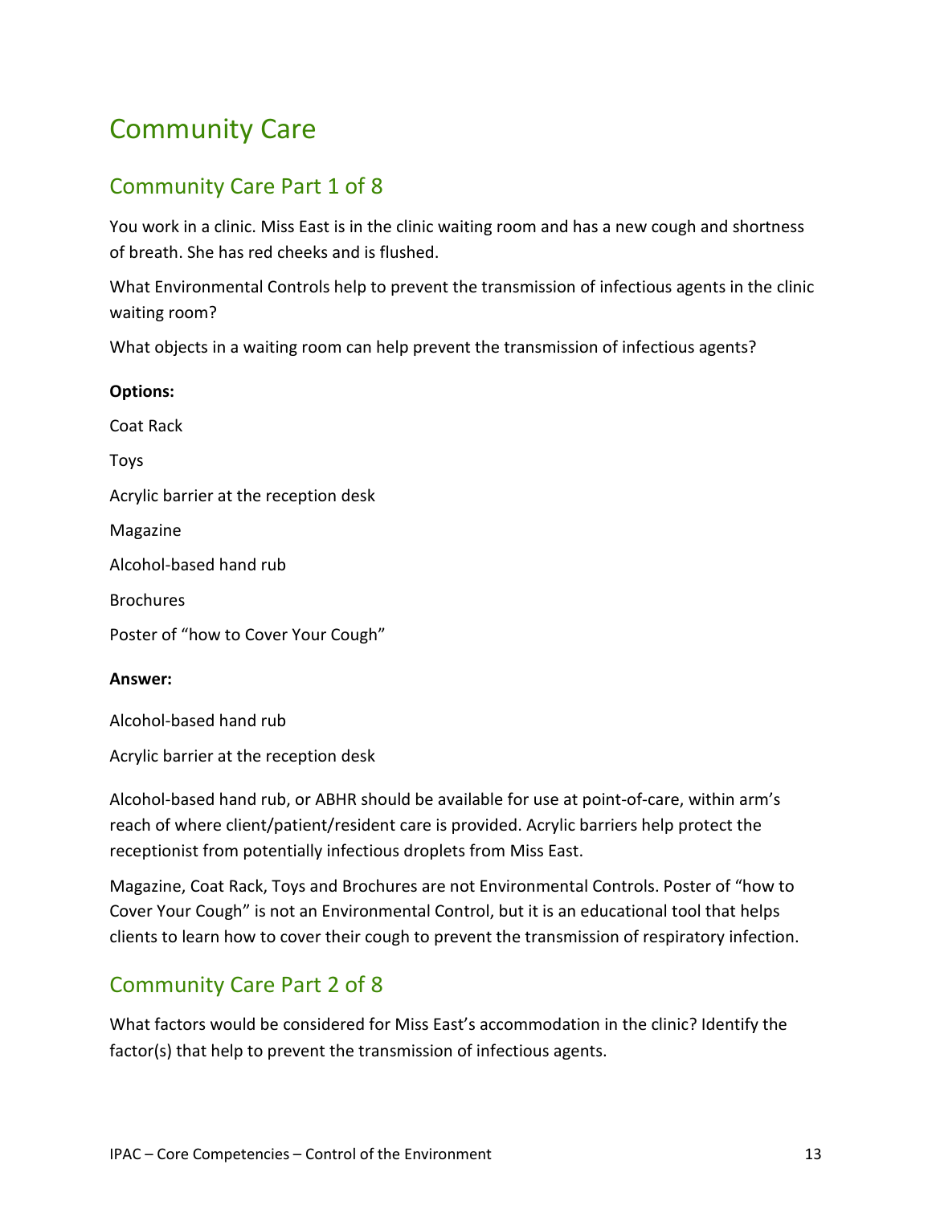# Community Care

## Community Care Part 1 of 8

You work in a clinic. Miss East is in the clinic waiting room and has a new cough and shortness of breath. She has red cheeks and is flushed.

What Environmental Controls help to prevent the transmission of infectious agents in the clinic waiting room?

What objects in a waiting room can help prevent the transmission of infectious agents?

**Options:**

Coat Rack

Toys

Acrylic barrier at the reception desk

Magazine

Alcohol-based hand rub

Brochures

Poster of "how to Cover Your Cough"

**Answer:**

Alcohol-based hand rub

Acrylic barrier at the reception desk

Alcohol-based hand rub, or ABHR should be available for use at point-of-care, within arm's reach of where client/patient/resident care is provided. Acrylic barriers help protect the receptionist from potentially infectious droplets from Miss East.

Magazine, Coat Rack, Toys and Brochures are not Environmental Controls. Poster of "how to Cover Your Cough" is not an Environmental Control, but it is an educational tool that helps clients to learn how to cover their cough to prevent the transmission of respiratory infection.

## Community Care Part 2 of 8

What factors would be considered for Miss East's accommodation in the clinic? Identify the factor(s) that help to prevent the transmission of infectious agents.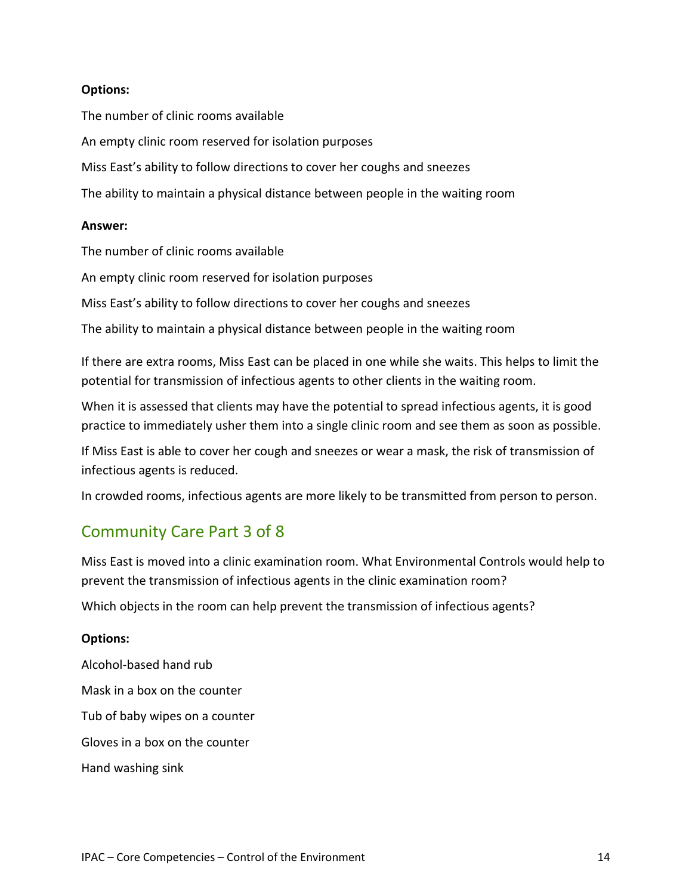**Options:**

The number of clinic rooms available

An empty clinic room reserved for isolation purposes

Miss East's ability to follow directions to cover her coughs and sneezes

The ability to maintain a physical distance between people in the waiting room

**Answer:**

The number of clinic rooms available

An empty clinic room reserved for isolation purposes

Miss East's ability to follow directions to cover her coughs and sneezes

The ability to maintain a physical distance between people in the waiting room

If there are extra rooms, Miss East can be placed in one while she waits. This helps to limit the potential for transmission of infectious agents to other clients in the waiting room.

When it is assessed that clients may have the potential to spread infectious agents, it is good practice to immediately usher them into a single clinic room and see them as soon as possible.

If Miss East is able to cover her cough and sneezes or wear a mask, the risk of transmission of infectious agents is reduced.

In crowded rooms, infectious agents are more likely to be transmitted from person to person.

## Community Care Part 3 of 8

Miss East is moved into a clinic examination room. What Environmental Controls would help to prevent the transmission of infectious agents in the clinic examination room?

Which objects in the room can help prevent the transmission of infectious agents?

**Options:**

Alcohol-based hand rub

Mask in a box on the counter

Tub of baby wipes on a counter

Gloves in a box on the counter

Hand washing sink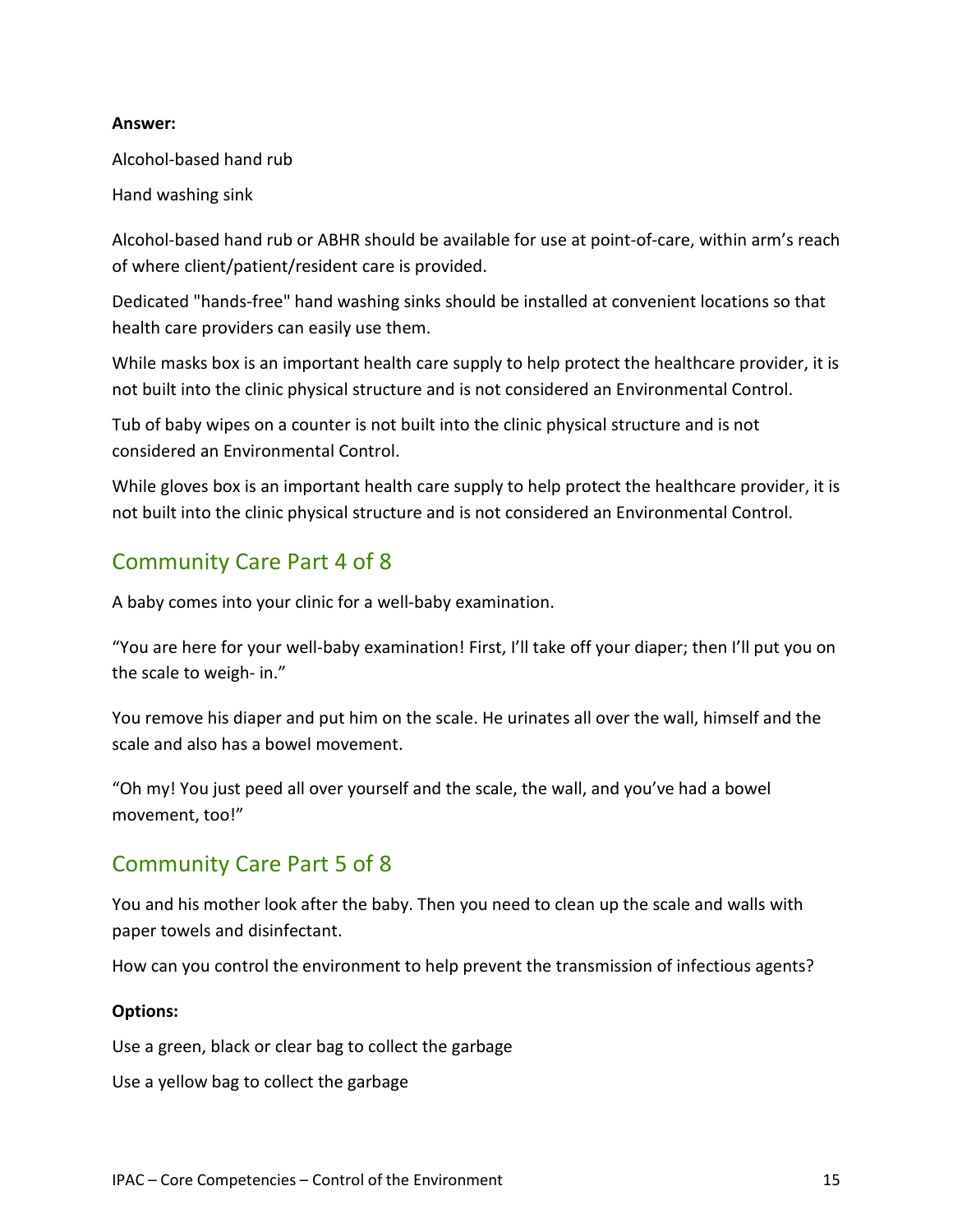**Answer:**

Alcohol-based hand rub

Hand washing sink

Alcohol-based hand rub or ABHR should be available for use at point-of-care, within arm's reach of where client/patient/resident care is provided.

Dedicated "hands-free" hand washing sinks should be installed at convenient locations so that health care providers can easily use them.

While masks box is an important health care supply to help protect the healthcare provider, it is not built into the clinic physical structure and is not considered an Environmental Control.

Tub of baby wipes on a counter is not built into the clinic physical structure and is not considered an Environmental Control.

While gloves box is an important health care supply to help protect the healthcare provider, it is not built into the clinic physical structure and is not considered an Environmental Control.

## Community Care Part 4 of 8

A baby comes into your clinic for a well-baby examination.

"You are here for your well-baby examination! First, I'll take off your diaper; then I'll put you on the scale to weigh- in."

You remove his diaper and put him on the scale. He urinates all over the wall, himself and the scale and also has a bowel movement.

"Oh my! You just peed all over yourself and the scale, the wall, and you've had a bowel movement, too!"

## Community Care Part 5 of 8

You and his mother look after the baby. Then you need to clean up the scale and walls with paper towels and disinfectant.

How can you control the environment to help prevent the transmission of infectious agents?

**Options:**

Use a green, black or clear bag to collect the garbage

Use a yellow bag to collect the garbage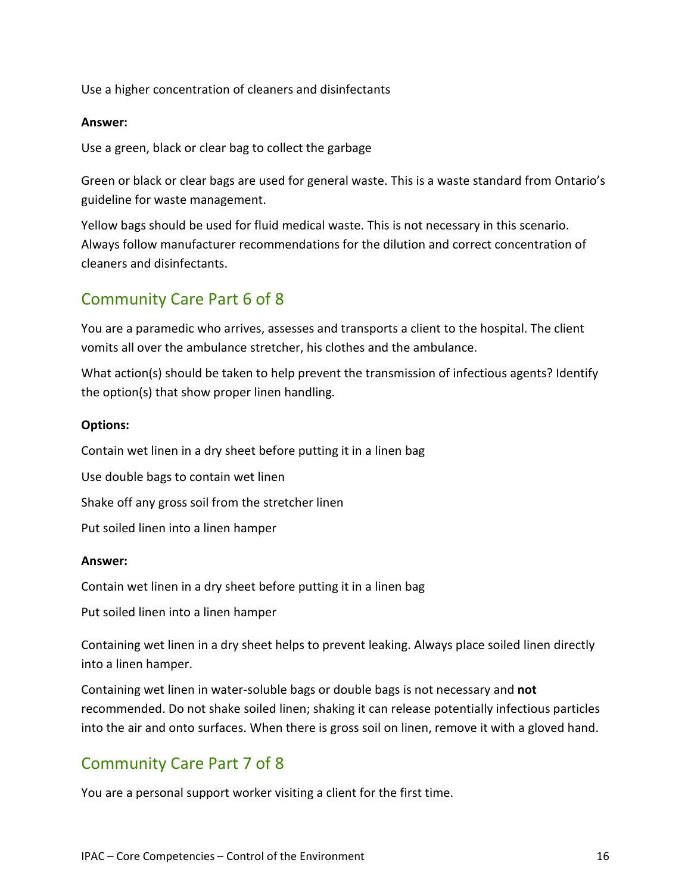Use a higher concentration of cleaners and disinfectants

**Answer:**

Use a green, black or clear bag to collect the garbage

Green or black or clear bags are used for general waste. This is a waste standard from Ontario's guideline for waste management.

Yellow bags should be used for fluid medical waste. This is not necessary in this scenario. Always follow manufacturer recommendations for the dilution and correct concentration of cleaners and disinfectants.

## Community Care Part 6 of 8

You are a paramedic who arrives, assesses and transports a client to the hospital. The client vomits all over the ambulance stretcher, his clothes and the ambulance.

What action(s) should be taken to help prevent the transmission of infectious agents? Identify the option(s) that show proper linen handling.

**Options:**

Contain wet linen in a dry sheet before putting it in a linen bag

Use double bags to contain wet linen

Shake off any gross soil from the stretcher linen

Put soiled linen into a linen hamper

**Answer:**

Contain wet linen in a dry sheet before putting it in a linen bag

Put soiled linen into a linen hamper

Containing wet linen in a dry sheet helps to prevent leaking. Always place soiled linen directly into a linen hamper.

Containing wet linen in water-soluble bags or double bags is not necessary and **not** recommended. Do not shake soiled linen; shaking it can release potentially infectious particles into the air and onto surfaces. When there is gross soil on linen, remove it with a gloved hand.

## Community Care Part 7 of 8

You are a personal support worker visiting a client for the first time.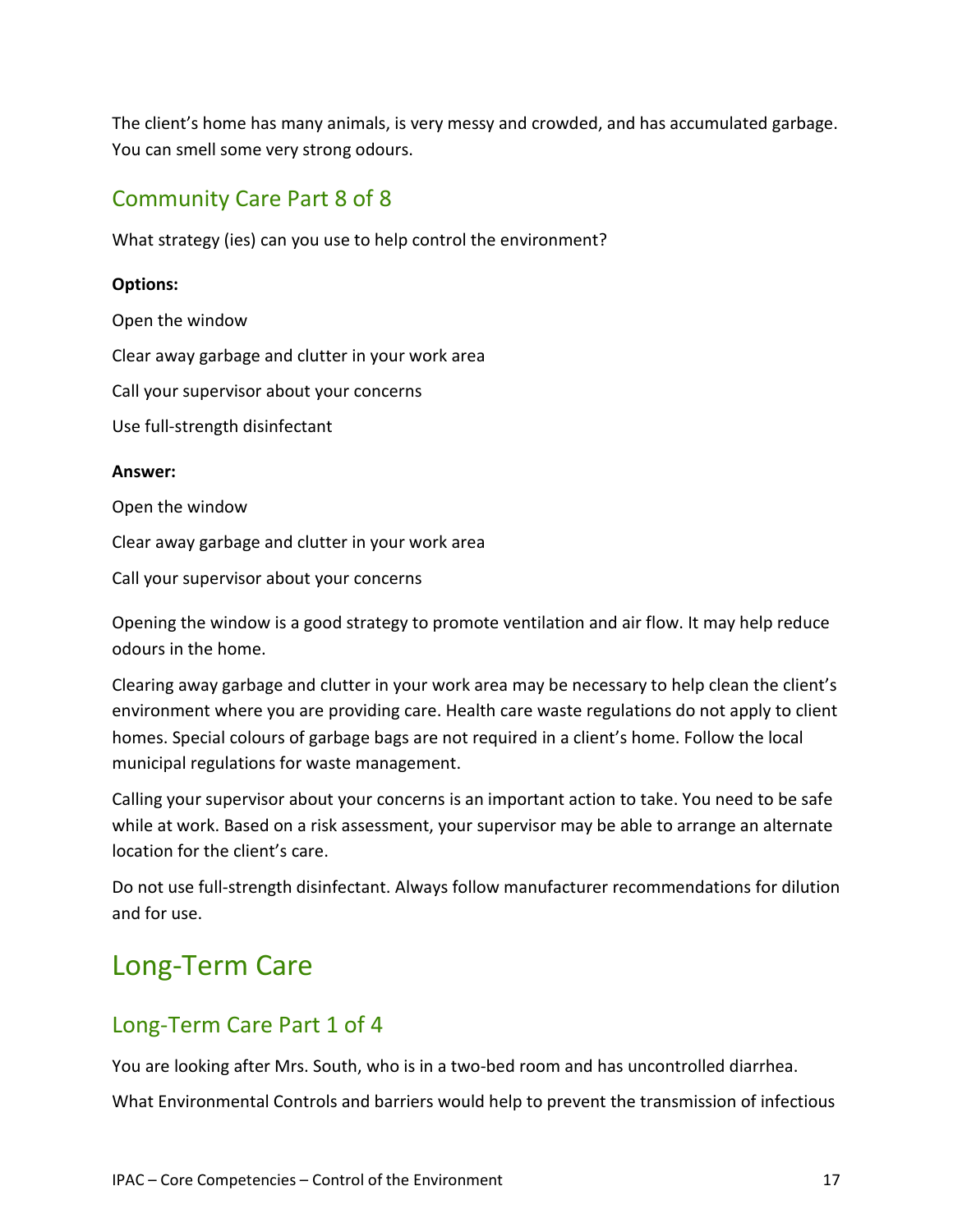The client's home has many animals, is very messy and crowded, and has accumulated garbage. You can smell some very strong odours.

## Community Care Part 8 of 8

What strategy (ies) can you use to help control the environment?

**Options:**

Open the window

Clear away garbage and clutter in your work area

Call your supervisor about your concerns

Use full-strength disinfectant

**Answer:**

Open the window

Clear away garbage and clutter in your work area

Call your supervisor about your concerns

Opening the window is a good strategy to promote ventilation and air flow. It may help reduce odours in the home.

Clearing away garbage and clutter in your work area may be necessary to help clean the client's environment where you are providing care. Health care waste regulations do not apply to client homes. Special colours of garbage bags are not required in a client's home. Follow the local municipal regulations for waste management.

Calling your supervisor about your concerns is an important action to take. You need to be safe while at work. Based on a risk assessment, your supervisor may be able to arrange an alternate location for the client's care.

Do not use full-strength disinfectant. Always follow manufacturer recommendations for dilution and for use.

# Long-Term Care

## Long-Term Care Part 1 of 4

You are looking after Mrs. South, who is in a two-bed room and has uncontrolled diarrhea.

What Environmental Controls and barriers would help to prevent the transmission of infectious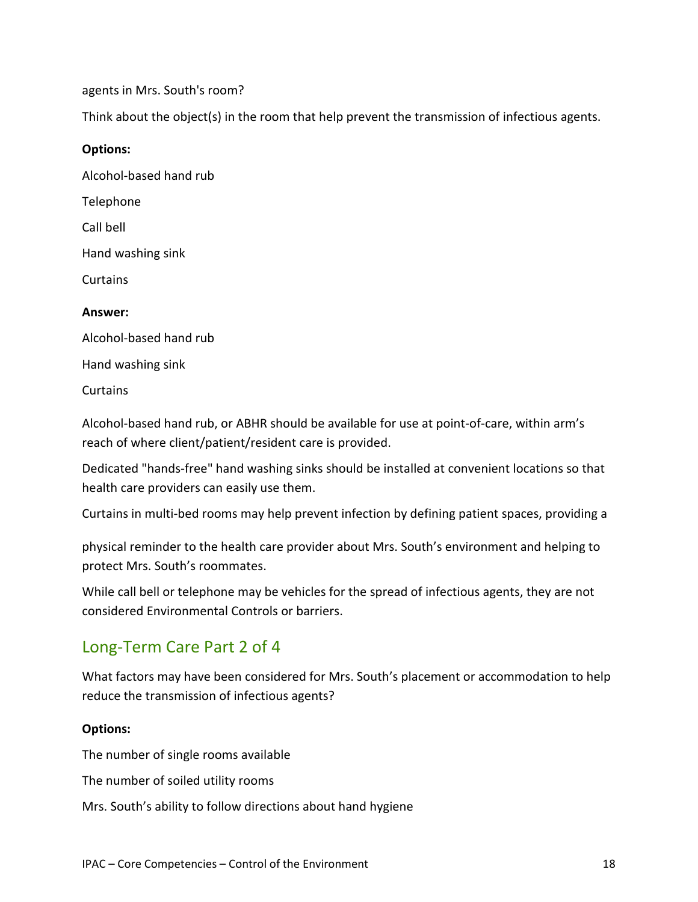agents in Mrs. South's room?

Think about the object(s) in the room that help prevent the transmission of infectious agents.

**Options:**

Alcohol-based hand rub

Telephone

Call bell

Hand washing sink

Curtains

**Answer:**

Alcohol-based hand rub

Hand washing sink

Curtains

Alcohol-based hand rub, or ABHR should be available for use at point-of-care, within arm's reach of where client/patient/resident care is provided.

Dedicated "hands-free" hand washing sinks should be installed at convenient locations so that health care providers can easily use them.

Curtains in multi-bed rooms may help prevent infection by defining patient spaces, providing a physical reminder to the health care provider about Mrs. South's environment and helping to protect Mrs. South's roommates.

While call bell or telephone may be vehicles for the spread of infectious agents, they are not considered Environmental Controls or barriers.

## Long-Term Care Part 2 of 4

What factors may have been considered for Mrs. South's placement or accommodation to help reduce the transmission of infectious agents?

**Options:**

The number of single rooms available

The number of soiled utility rooms

Mrs. South's ability to follow directions about hand hygiene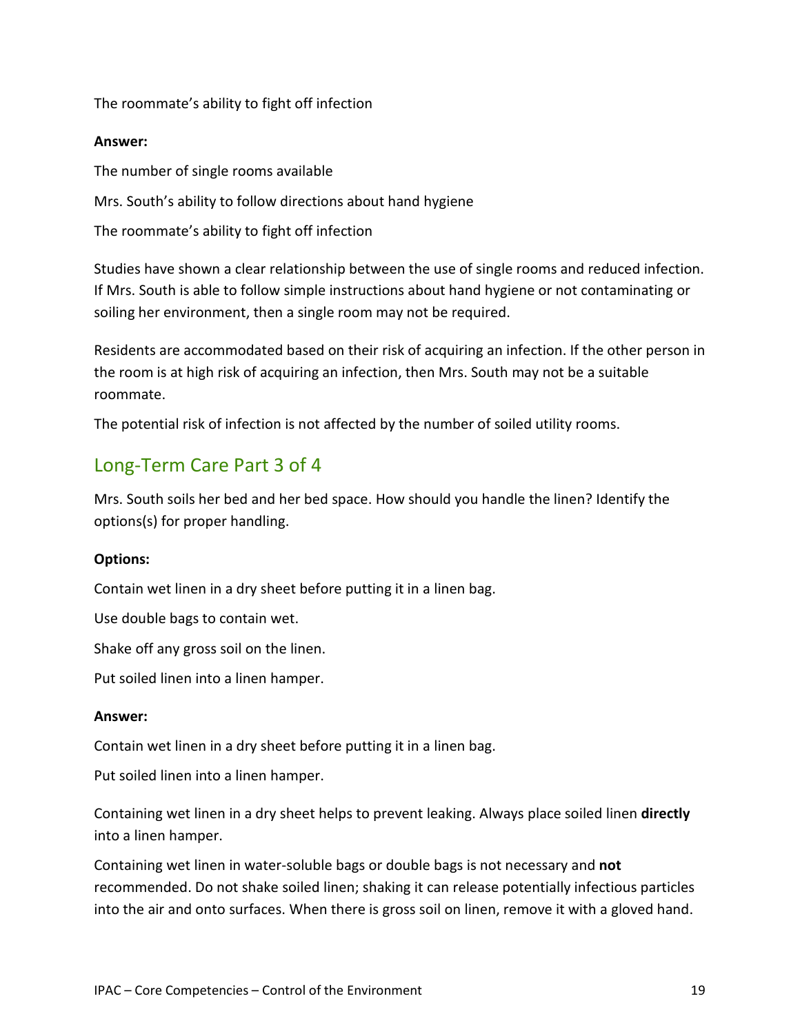The roommate's ability to fight off infection

**Answer:**

The number of single rooms available

Mrs. South's ability to follow directions about hand hygiene

The roommate's ability to fight off infection

Studies have shown a clear relationship between the use of single rooms and reduced infection. If Mrs. South is able to follow simple instructions about hand hygiene or not contaminating or soiling her environment, then a single room may not be required.

Residents are accommodated based on their risk of acquiring an infection. If the other person in the room is at high risk of acquiring an infection, then Mrs. South may not be a suitable roommate.

The potential risk of infection is not affected by the number of soiled utility rooms.

## Long-Term Care Part 3 of 4

Mrs. South soils her bed and her bed space. How should you handle the linen? Identify the options(s) for proper handling.

**Options:**

Contain wet linen in a dry sheet before putting it in a linen bag.

Use double bags to contain wet.

Shake off any gross soil on the linen.

Put soiled linen into a linen hamper.

**Answer:**

Contain wet linen in a dry sheet before putting it in a linen bag.

Put soiled linen into a linen hamper.

Containing wet linen in a dry sheet helps to prevent leaking. Always place soiled linen **directly** into a linen hamper.

Containing wet linen in water-soluble bags or double bags is not necessary and **not** recommended. Do not shake soiled linen; shaking it can release potentially infectious particles into the air and onto surfaces. When there is gross soil on linen, remove it with a gloved hand.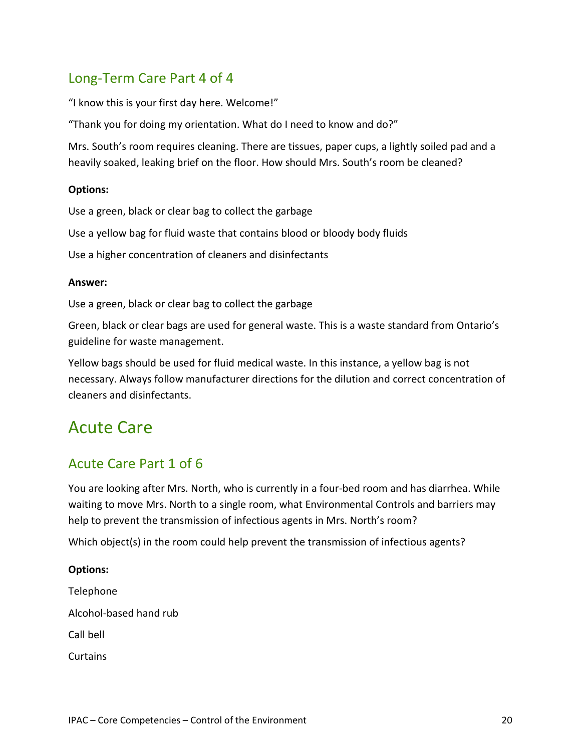## Long-Term Care Part 4 of 4

"I know this is your first day here. Welcome!"

"Thank you for doing my orientation. What do I need to know and do?"

Mrs. South's room requires cleaning. There are tissues, paper cups, a lightly soiled pad and a heavily soaked, leaking brief on the floor. How should Mrs. South's room be cleaned?

**Options:**

Use a green, black or clear bag to collect the garbage

Use a yellow bag for fluid waste that contains blood or bloody body fluids

Use a higher concentration of cleaners and disinfectants

**Answer:**

Use a green, black or clear bag to collect the garbage

Green, black or clear bags are used for general waste. This is a waste standard from Ontario's guideline for waste management.

Yellow bags should be used for fluid medical waste. In this instance, a yellow bag is not necessary. Always follow manufacturer directions for the dilution and correct concentration of cleaners and disinfectants.

# Acute Care

## Acute Care Part 1 of 6

You are looking after Mrs. North, who is currently in a four-bed room and has diarrhea. While waiting to move Mrs. North to a single room, what Environmental Controls and barriers may help to prevent the transmission of infectious agents in Mrs. North's room?

Which object(s) in the room could help prevent the transmission of infectious agents?

**Options:**

Telephone

Alcohol-based hand rub

Call bell

Curtains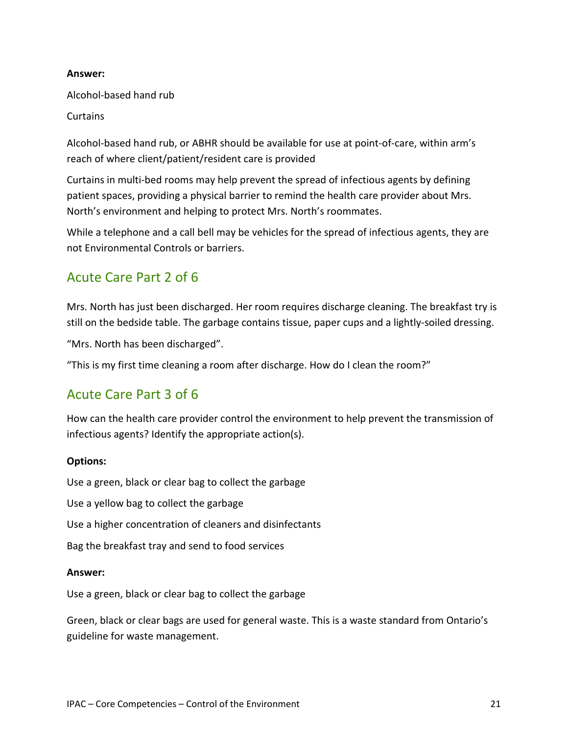**Answer:**

Alcohol-based hand rub

Curtains

Alcohol-based hand rub, or ABHR should be available for use at point-of-care, within arm's reach of where client/patient/resident care is provided

Curtains in multi-bed rooms may help prevent the spread of infectious agents by defining patient spaces, providing a physical barrier to remind the health care provider about Mrs. North's environment and helping to protect Mrs. North's roommates.

While a telephone and a call bell may be vehicles for the spread of infectious agents, they are not Environmental Controls or barriers.

## Acute Care Part 2 of 6

Mrs. North has just been discharged. Her room requires discharge cleaning. The breakfast try is still on the bedside table. The garbage contains tissue, paper cups and a lightly-soiled dressing.

"Mrs. North has been discharged".

"This is my first time cleaning a room after discharge. How do I clean the room?"

## Acute Care Part 3 of 6

How can the health care provider control the environment to help prevent the transmission of infectious agents? Identify the appropriate action(s).

**Options:**

Use a green, black or clear bag to collect the garbage

Use a yellow bag to collect the garbage

Use a higher concentration of cleaners and disinfectants

Bag the breakfast tray and send to food services

**Answer:**

Use a green, black or clear bag to collect the garbage

Green, black or clear bags are used for general waste. This is a waste standard from Ontario's guideline for waste management.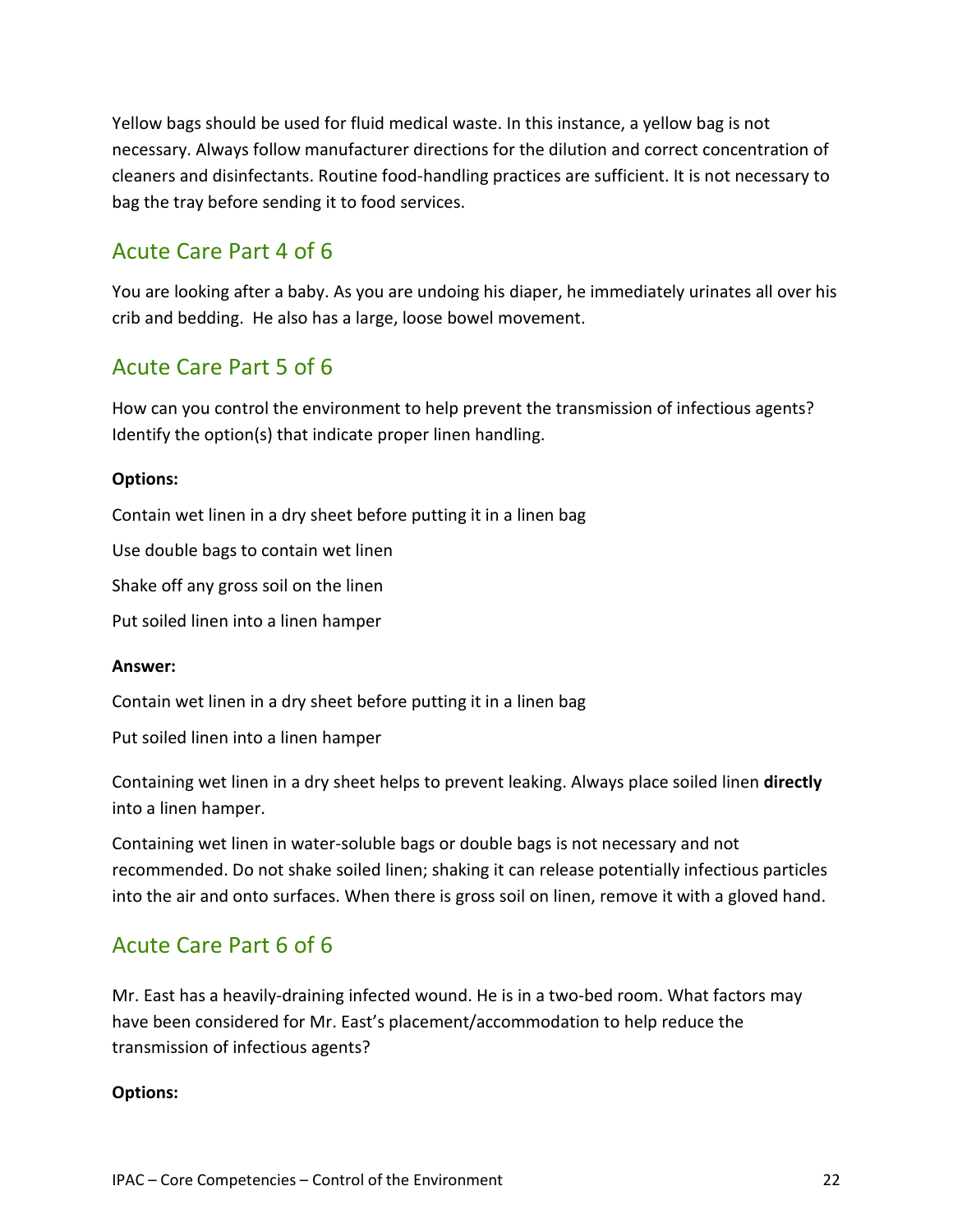Yellow bags should be used for fluid medical waste. In this instance, a yellow bag is not necessary. Always follow manufacturer directions for the dilution and correct concentration of cleaners and disinfectants. Routine food-handling practices are sufficient. It is not necessary to bag the tray before sending it to food services.

## Acute Care Part 4 of 6

You are looking after a baby. As you are undoing his diaper, he immediately urinates all over his crib and bedding. He also has a large, loose bowel movement.

## Acute Care Part 5 of 6

How can you control the environment to help prevent the transmission of infectious agents? Identify the option(s) that indicate proper linen handling.

**Options:**

Contain wet linen in a dry sheet before putting it in a linen bag

Use double bags to contain wet linen

Shake off any gross soil on the linen

Put soiled linen into a linen hamper

**Answer:**

Contain wet linen in a dry sheet before putting it in a linen bag

Put soiled linen into a linen hamper

Containing wet linen in a dry sheet helps to prevent leaking. Always place soiled linen **directly** into a linen hamper.

Containing wet linen in water-soluble bags or double bags is not necessary and not recommended. Do not shake soiled linen; shaking it can release potentially infectious particles into the air and onto surfaces. When there is gross soil on linen, remove it with a gloved hand.

## Acute Care Part 6 of 6

Mr. East has a heavily-draining infected wound. He is in a two-bed room. What factors may have been considered for Mr. East's placement/accommodation to help reduce the transmission of infectious agents?

**Options:**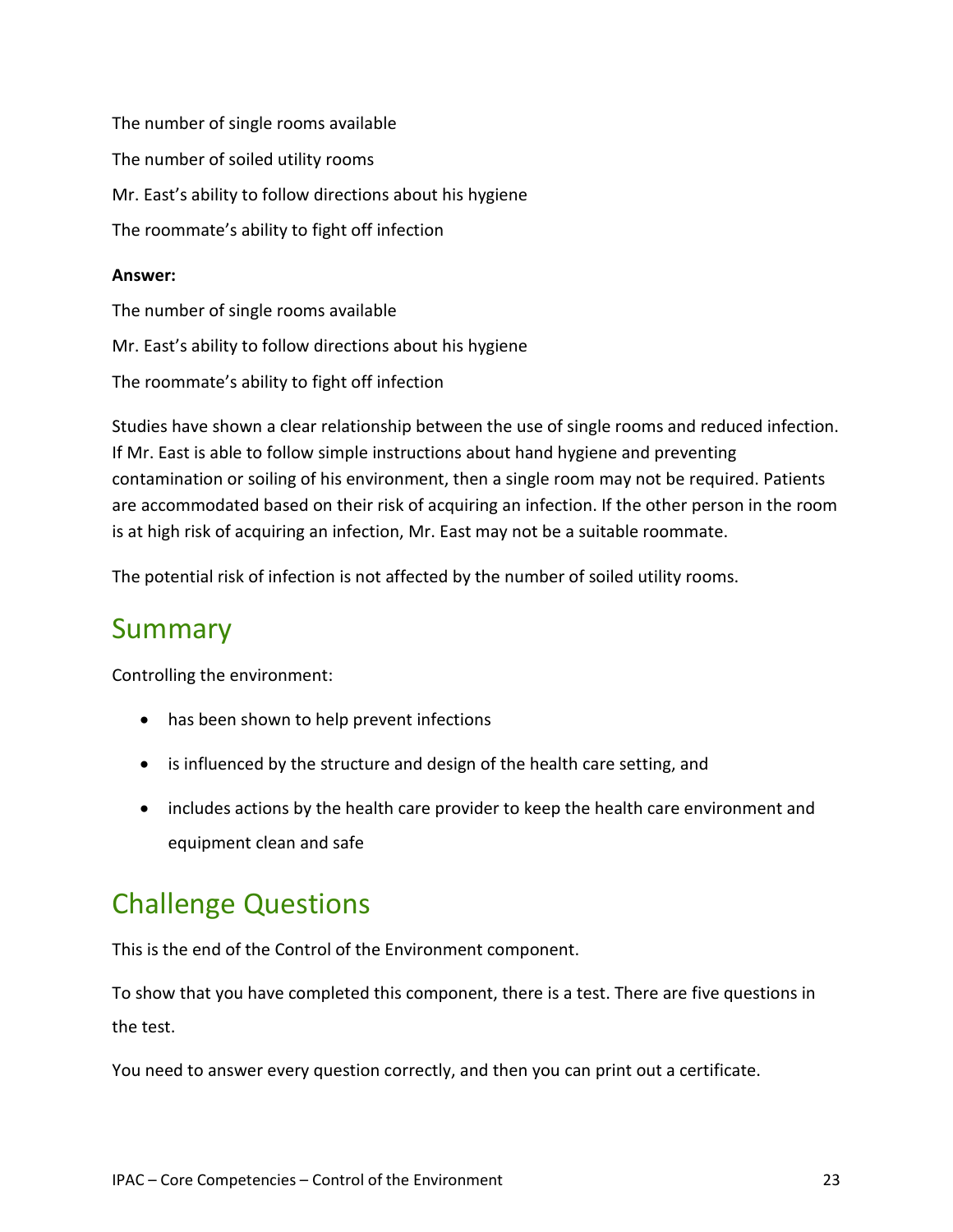The number of single rooms available

The number of soiled utility rooms

Mr. East's ability to follow directions about his hygiene

The roommate's ability to fight off infection

**Answer:**

The number of single rooms available

Mr. East's ability to follow directions about his hygiene

The roommate's ability to fight off infection

Studies have shown a clear relationship between the use of single rooms and reduced infection. If Mr. East is able to follow simple instructions about hand hygiene and preventing contamination or soiling of his environment, then a single room may not be required. Patients are accommodated based on their risk of acquiring an infection. If the other person in the room is at high risk of acquiring an infection, Mr. East may not be a suitable roommate.

The potential risk of infection is not affected by the number of soiled utility rooms.

## Summary

Controlling the environment:

- has been shown to help prevent infections
- is influenced by the structure and design of the health care setting, and
- includes actions by the health care provider to keep the health care environment and equipment clean and safe

## Challenge Questions

This is the end of the Control of the Environment component.

To show that you have completed this component, there is a test. There are five questions in the test.

You need to answer every question correctly, and then you can print out a certificate.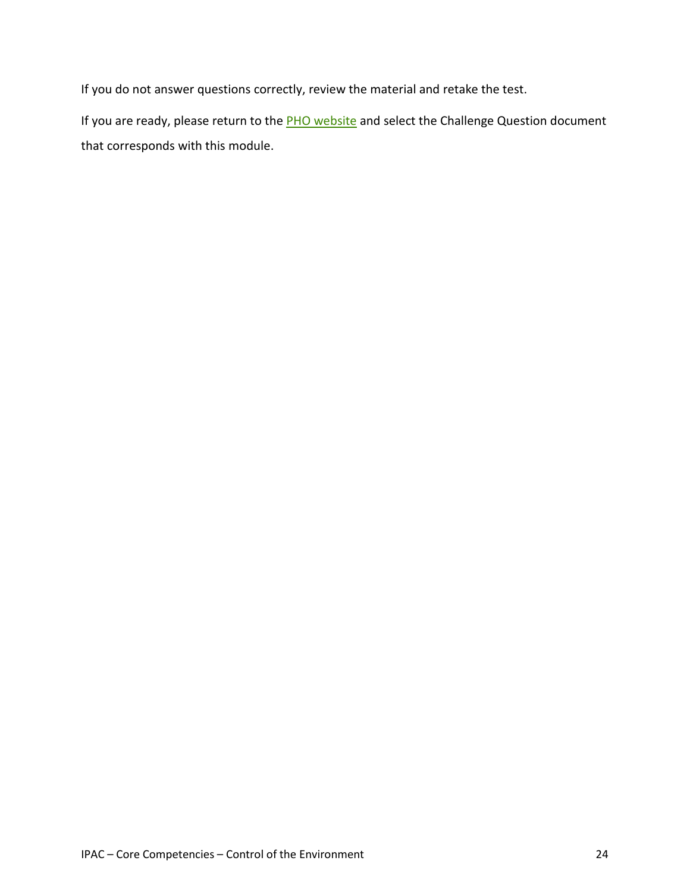If you do not answer questions correctly, review the material and retake the test.

If you are ready, please return to the PHO website and select the Challenge Question document that corresponds with this module.